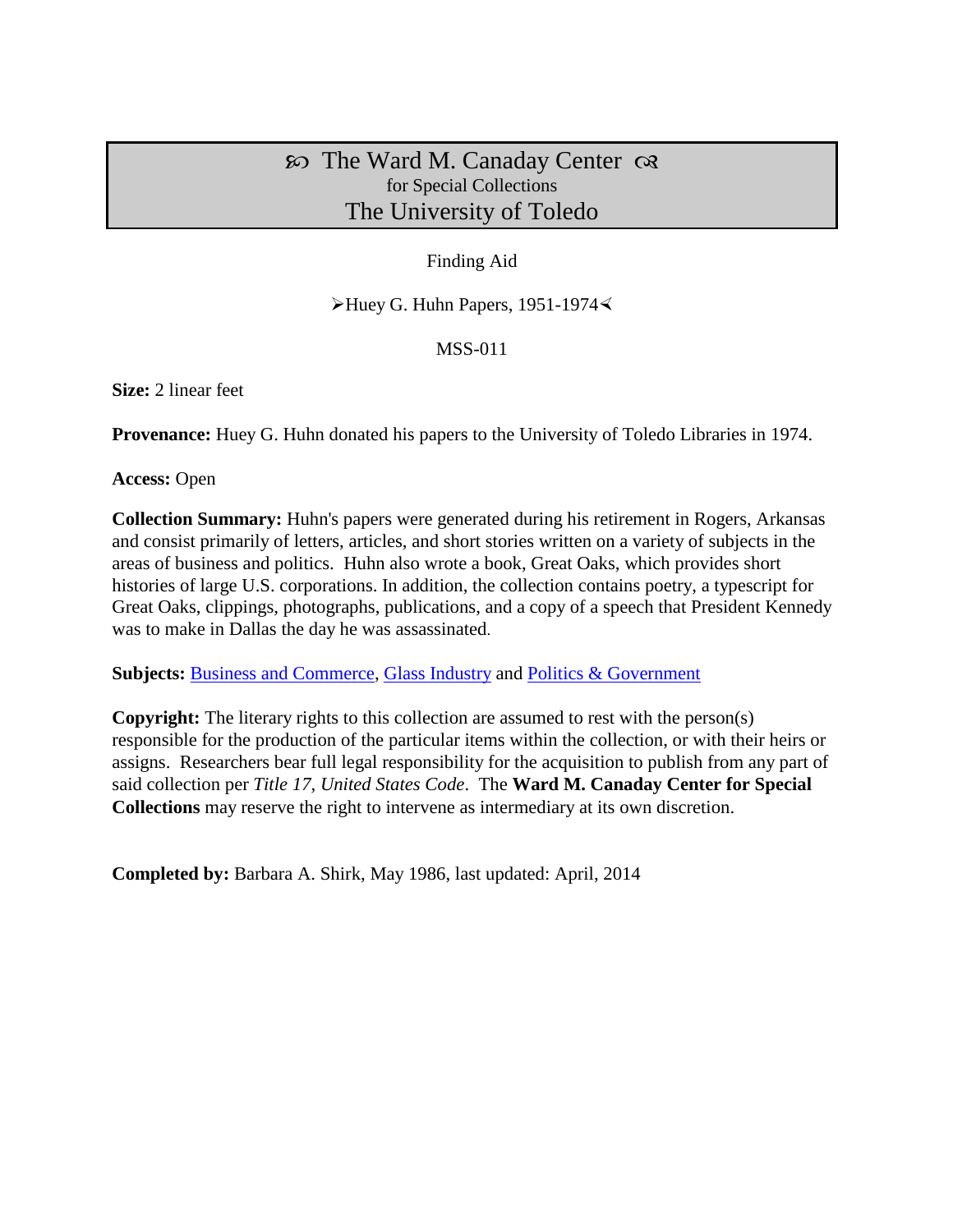# ꕥ The Ward M. Canaday Center ꕥ
for Special Collections
## The University of Toledo

Finding Aid

➢Huey G. Huhn Papers, 1951-1974⋞

MSS-011

**Size:** 2 linear feet

**Provenance:** Huey G. Huhn donated his papers to the University of Toledo Libraries in 1974.

**Access:** Open

**Collection Summary:** Huhn's papers were generated during his retirement in Rogers, Arkansas and consist primarily of letters, articles, and short stories written on a variety of subjects in the areas of business and politics. Huhn also wrote a book, Great Oaks, which provides short histories of large U.S. corporations. In addition, the collection contains poetry, a typescript for Great Oaks, clippings, photographs, publications, and a copy of a speech that President Kennedy was to make in Dallas the day he was assassinated.

**Subjects:** Business and Commerce, Glass Industry and Politics & Government

**Copyright:** The literary rights to this collection are assumed to rest with the person(s) responsible for the production of the particular items within the collection, or with their heirs or assigns. Researchers bear full legal responsibility for the acquisition to publish from any part of said collection per *Title 17, United States Code*. The **Ward M. Canaday Center for Special Collections** may reserve the right to intervene as intermediary at its own discretion.

**Completed by:** Barbara A. Shirk, May 1986, last updated: April, 2014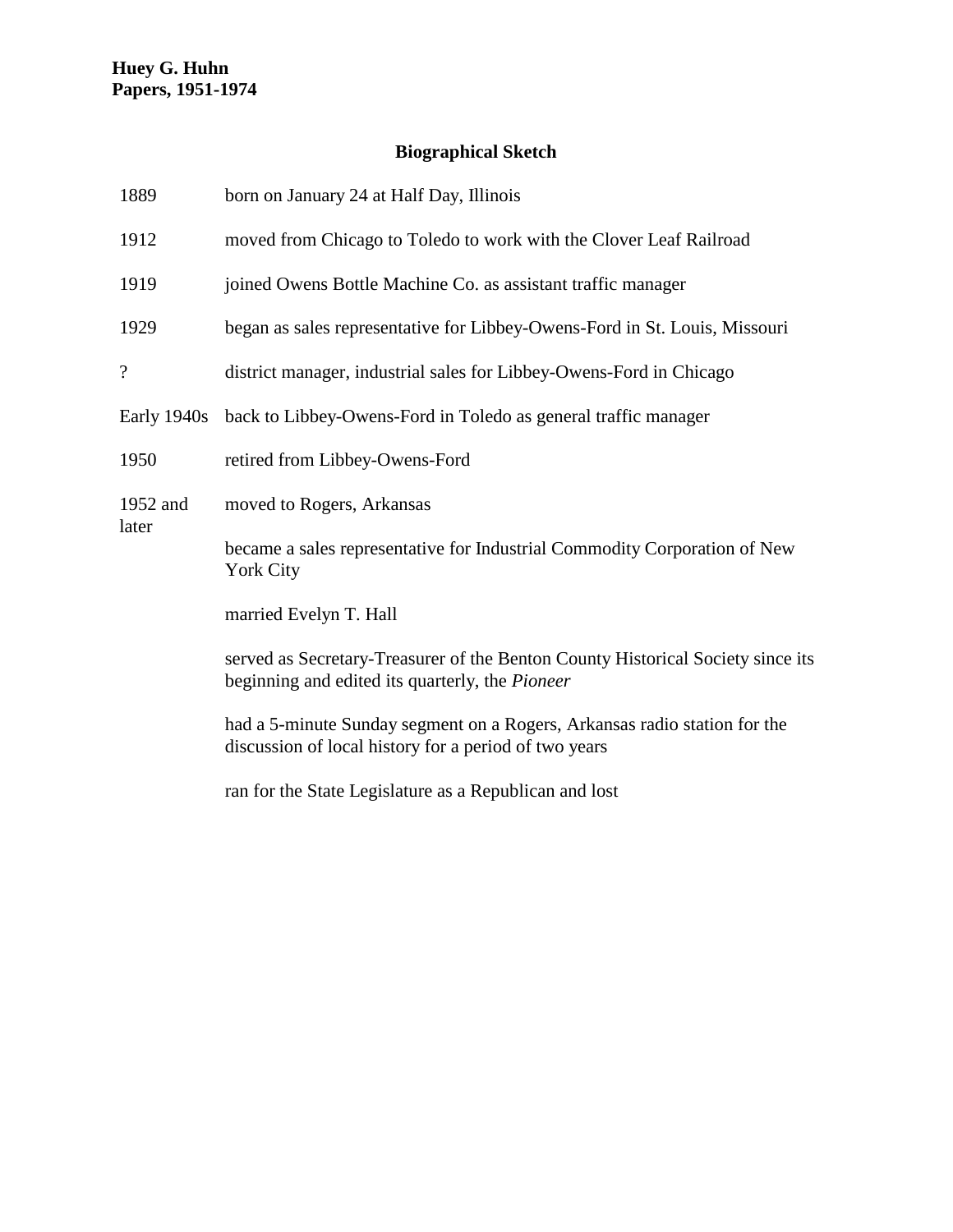**Huey G. Huhn**
**Papers, 1951-1974**

## Biographical Sketch

| | |
|---|---|
| 1889 | born on January 24 at Half Day, Illinois |
| 1912 | moved from Chicago to Toledo to work with the Clover Leaf Railroad |
| 1919 | joined Owens Bottle Machine Co. as assistant traffic manager |
| 1929 | began as sales representative for Libbey-Owens-Ford in St. Louis, Missouri |
| ? | district manager, industrial sales for Libbey-Owens-Ford in Chicago |
| Early 1940s | back to Libbey-Owens-Ford in Toledo as general traffic manager |
| 1950 | retired from Libbey-Owens-Ford |
| 1952 and later | moved to Rogers, Arkansas |
| | became a sales representative for Industrial Commodity Corporation of New York City |
| | married Evelyn T. Hall |
| | served as Secretary-Treasurer of the Benton County Historical Society since its beginning and edited its quarterly, the *Pioneer* |
| | had a 5-minute Sunday segment on a Rogers, Arkansas radio station for the discussion of local history for a period of two years |
| | ran for the State Legislature as a Republican and lost |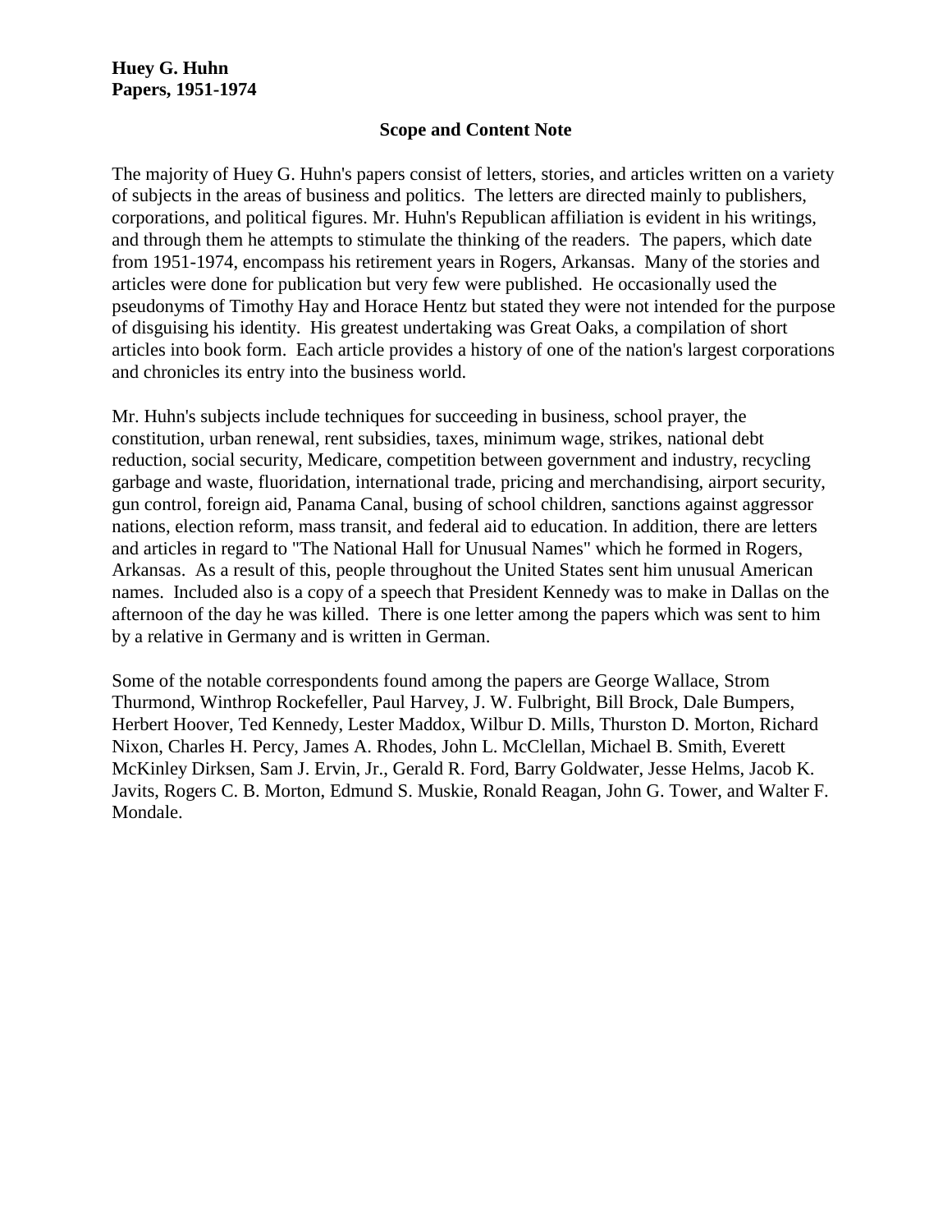**Huey G. Huhn**
**Papers, 1951-1974**

## Scope and Content Note

The majority of Huey G. Huhn's papers consist of letters, stories, and articles written on a variety of subjects in the areas of business and politics. The letters are directed mainly to publishers, corporations, and political figures. Mr. Huhn's Republican affiliation is evident in his writings, and through them he attempts to stimulate the thinking of the readers. The papers, which date from 1951-1974, encompass his retirement years in Rogers, Arkansas. Many of the stories and articles were done for publication but very few were published. He occasionally used the pseudonyms of Timothy Hay and Horace Hentz but stated they were not intended for the purpose of disguising his identity. His greatest undertaking was Great Oaks, a compilation of short articles into book form. Each article provides a history of one of the nation's largest corporations and chronicles its entry into the business world.

Mr. Huhn's subjects include techniques for succeeding in business, school prayer, the constitution, urban renewal, rent subsidies, taxes, minimum wage, strikes, national debt reduction, social security, Medicare, competition between government and industry, recycling garbage and waste, fluoridation, international trade, pricing and merchandising, airport security, gun control, foreign aid, Panama Canal, busing of school children, sanctions against aggressor nations, election reform, mass transit, and federal aid to education. In addition, there are letters and articles in regard to "The National Hall for Unusual Names" which he formed in Rogers, Arkansas. As a result of this, people throughout the United States sent him unusual American names. Included also is a copy of a speech that President Kennedy was to make in Dallas on the afternoon of the day he was killed. There is one letter among the papers which was sent to him by a relative in Germany and is written in German.

Some of the notable correspondents found among the papers are George Wallace, Strom Thurmond, Winthrop Rockefeller, Paul Harvey, J. W. Fulbright, Bill Brock, Dale Bumpers, Herbert Hoover, Ted Kennedy, Lester Maddox, Wilbur D. Mills, Thurston D. Morton, Richard Nixon, Charles H. Percy, James A. Rhodes, John L. McClellan, Michael B. Smith, Everett McKinley Dirksen, Sam J. Ervin, Jr., Gerald R. Ford, Barry Goldwater, Jesse Helms, Jacob K. Javits, Rogers C. B. Morton, Edmund S. Muskie, Ronald Reagan, John G. Tower, and Walter F. Mondale.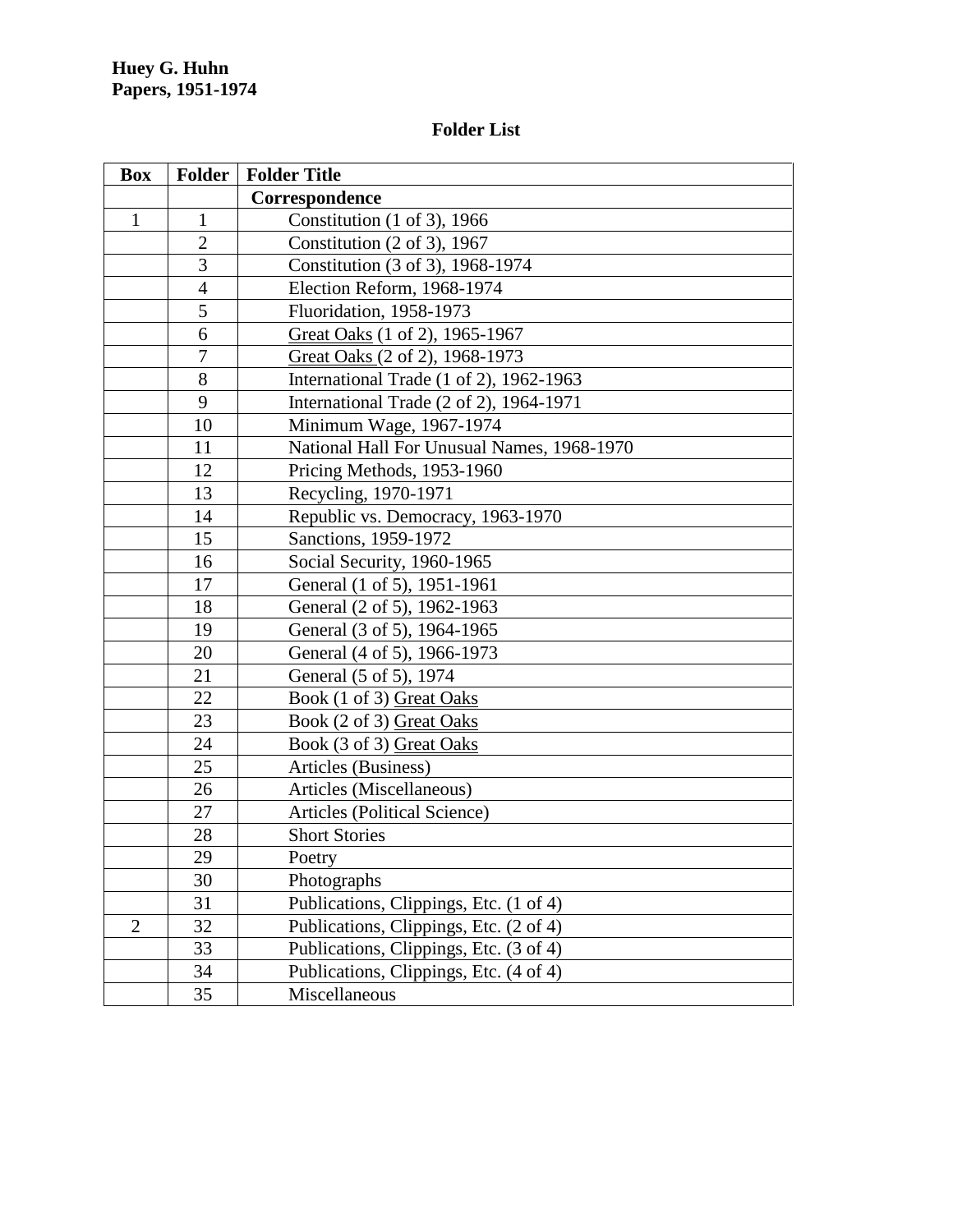**Huey G. Huhn**
**Papers, 1951-1974**

## Folder List

| Box | Folder | Folder Title |
|---|---|---|
| | | **Correspondence** |
| 1 | 1 | Constitution (1 of 3), 1966 |
| | 2 | Constitution (2 of 3), 1967 |
| | 3 | Constitution (3 of 3), 1968-1974 |
| | 4 | Election Reform, 1968-1974 |
| | 5 | Fluoridation, 1958-1973 |
| | 6 | Great Oaks (1 of 2), 1965-1967 |
| | 7 | Great Oaks (2 of 2), 1968-1973 |
| | 8 | International Trade (1 of 2), 1962-1963 |
| | 9 | International Trade (2 of 2), 1964-1971 |
| | 10 | Minimum Wage, 1967-1974 |
| | 11 | National Hall For Unusual Names, 1968-1970 |
| | 12 | Pricing Methods, 1953-1960 |
| | 13 | Recycling, 1970-1971 |
| | 14 | Republic vs. Democracy, 1963-1970 |
| | 15 | Sanctions, 1959-1972 |
| | 16 | Social Security, 1960-1965 |
| | 17 | General (1 of 5), 1951-1961 |
| | 18 | General (2 of 5), 1962-1963 |
| | 19 | General (3 of 5), 1964-1965 |
| | 20 | General (4 of 5), 1966-1973 |
| | 21 | General (5 of 5), 1974 |
| | 22 | Book (1 of 3) Great Oaks |
| | 23 | Book (2 of 3) Great Oaks |
| | 24 | Book (3 of 3) Great Oaks |
| | 25 | Articles (Business) |
| | 26 | Articles (Miscellaneous) |
| | 27 | Articles (Political Science) |
| | 28 | Short Stories |
| | 29 | Poetry |
| | 30 | Photographs |
| | 31 | Publications, Clippings, Etc. (1 of 4) |
| 2 | 32 | Publications, Clippings, Etc. (2 of 4) |
| | 33 | Publications, Clippings, Etc. (3 of 4) |
| | 34 | Publications, Clippings, Etc. (4 of 4) |
| | 35 | Miscellaneous |